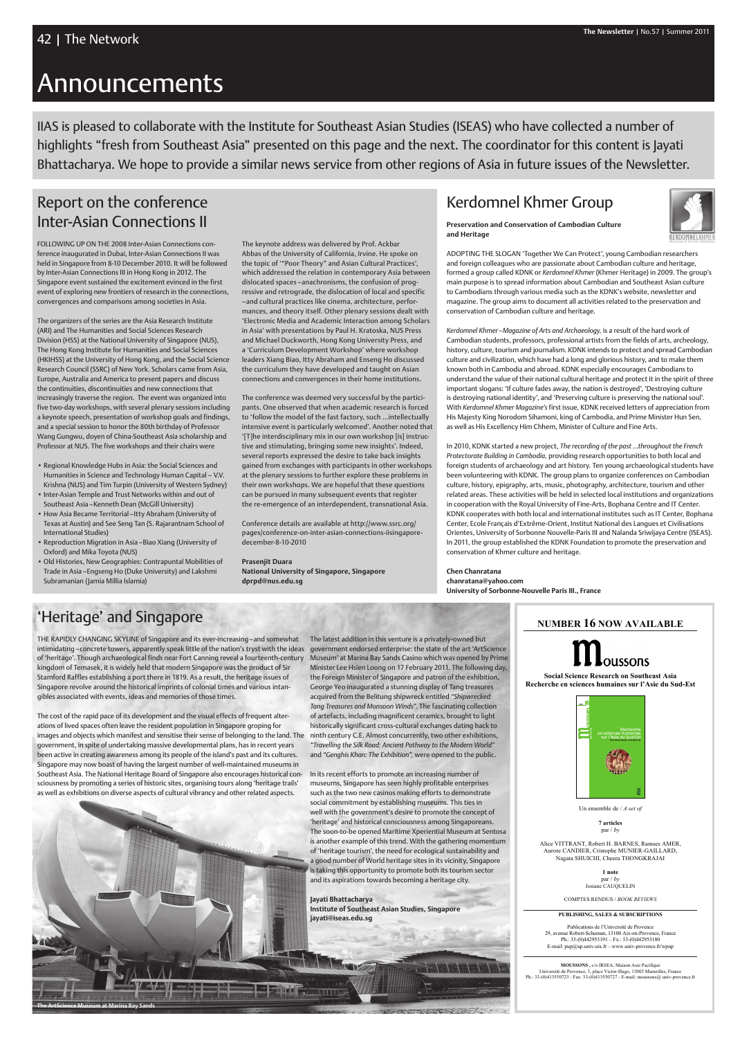# Announcements

IIAS is pleased to collaborate with the Institute for Southeast Asian Studies (ISEAS) who have collected a number of highlights "fresh from Southeast Asia" presented on this page and the next. The coordinator for this content is Jayati Bhattacharya. We hope to provide a similar news service from other regions of Asia in future issues of the Newsletter.

## Report on the conference Inter-Asian Connections II

FOLLOWING UP ON THE 2008 Inter-Asian Connections conference inaugurated in Dubai, Inter-Asian Connections II was held in Singapore from 8-10 December 2010. It will be followed by Inter-Asian Connections III in Hong Kong in 2012. The Singapore event sustained the excitement evinced in the first event of exploring new frontiers of research in the connections, convergences and comparisons among societies in Asia.

The organizers of the series are the Asia Research Institute (ARI) and The Humanities and Social Sciences Research Division (HSS) at the National University of Singapore (NUS), The Hong Kong Institute for Humanities and Social Sciences (HKIHSS) at the University of Hong Kong, and the Social Science Research Council (SSRC) of New York. Scholars came from Asia, Europe, Australia and America to present papers and discuss the continuities, discontinuities and new connections that increasingly traverse the region. The event was organized into five two-day workshops, with several plenary sessions including a keynote speech, presentation of workshop goals and findings, and a special session to honor the 80th birthday of Professor Wang Gungwu, doyen of China-Southeast Asia scholarship and Professor at NUS. The five workshops and their chairs were

- Regional Knowledge Hubs in Asia: the Social Sciences and Humanities in Science and Technology Human Capital – V.V. Krishna (NUS) and Tim Turpin (University of Western Sydney)
- Inter-Asian Temple and Trust Networks within and out of Southeast Asia – Kenneth Dean (McGill University)
- How Asia Became Territorial – Itty Abraham (University of Texas at Austin) and See Seng Tan (S. Rajaratnam School of International Studies)
- Reproduction Migration in Asia – Biao Xiang (University of Oxford) and Mika Toyota (NUS)
- Old Histories, New Geographies: Contrapuntal Mobilities of Trade in Asia – Engseng Ho (Duke University) and Lakshmi Subramanian (Jamia Millia Islamia)

The keynote address was delivered by Prof. Ackbar Abbas of the University of California, Irvine. He spoke on the topic of '"Poor Theory" and Asian Cultural Practices', which addressed the relation in contemporary Asia between dislocated spaces – anachronisms, the confusion of progressive and retrograde, the dislocation of local and specific – and cultural practices like cinema, architecture, performances, and theory itself. Other plenary sessions dealt with 'Electronic Media and Academic Interaction among Scholars in Asia' with presentations by Paul H. Kratoska, NUS Press and Michael Duckworth, Hong Kong University Press, and a 'Curriculum Development Workshop' where workshop leaders Xiang Biao, Itty Abraham and Enseng Ho discussed the curriculum they have developed and taught on Asian connections and convergences in their home institutions.

The conference was deemed very successful by the participants. One observed that when academic research is forced to 'follow the model of the fast factory, such ...intellectually intensive event is particularly welcomed'. Another noted that '[T]he interdisciplinary mix in our own workshop [is] instructive and stimulating, bringing some new insights'. Indeed, several reports expressed the desire to take back insights gained from exchanges with participants in other workshops at the plenary sessions to further explore these problems in their own workshops. We are hopeful that these questions can be pursued in many subsequent events that register the re-emergence of an interdependent, transnational Asia.

Conference details are available at http://www.ssrc.org/pages/conference-on-inter-asian-connections-iisingapore-december-8-10-2010

**Prasenjit Duara**
**National University of Singapore, Singapore**
**dprpd@nus.edu.sg**

## Kerdomnel Khmer Group

**Preservation and Conservation of Cambodian Culture and Heritage**

ADOPTING THE SLOGAN 'Together We Can Protect', young Cambodian researchers and foreign colleagues who are passionate about Cambodian culture and heritage, formed a group called KDNK or *Kerdomnel Khmer* (Khmer Heritage) in 2009. The group's main purpose is to spread information about Cambodian and Southeast Asian culture to Cambodians through various media such as the KDNK's website, newsletter and magazine. The group aims to document all activities related to the preservation and conservation of Cambodian culture and heritage.

*Kerdomnel Khmer – Magazine of Arts and Archaeology*, is a result of the hard work of Cambodian students, professors, professional artists from the fields of arts, archeology, history, culture, tourism and journalism. KDNK intends to protect and spread Cambodian culture and civilization, which have had a long and glorious history, and to make them known both in Cambodia and abroad. KDNK especially encourages Cambodians to understand the value of their national cultural heritage and protect it in the spirit of three important slogans: 'If culture fades away, the nation is destroyed', 'Destroying culture is destroying national identity', and 'Preserving culture is preserving the national soul'. With *Kerdomnel Khmer Magazine's* first issue, KDNK received letters of appreciation from His Majesty King Norodom Sihamoni, king of Cambodia, and Prime Minister Hun Sen, as well as His Excellency Him Chhem, Minister of Culture and Fine Arts.

In 2010, KDNK started a new project, *The recording of the past ...throughout the French Protectorate Building in Cambodia*, providing research opportunities to both local and foreign students of archaeology and art history. Ten young archaeological students have been volunteering with KDNK. The group plans to organize conferences on Cambodian culture, history, epigraphy, arts, music, photography, architecture, tourism and other related areas. These activities will be held in selected local institutions and organizations in cooperation with the Royal University of Fine-Arts, Bophana Centre and IT Center. KDNK cooperates with both local and international institutes such as IT Center, Bophana Center, Ecole Français d'Extrême-Orient, Institut National des Langues et Civilisations Orientes, University of Sorbonne Nouvelle-Paris III and Nalanda Sriwijaya Centre (ISEAS). In 2011, the group established the KDNK Foundation to promote the preservation and conservation of Khmer culture and heritage.

**Chen Chanratana**
**chanratana@yahoo.com**
**University of Sorbonne-Nouvelle Paris III., France**

## 'Heritage' and Singapore

THE RAPIDLY CHANGING SKYLINE of Singapore and its ever-increasing – and somewhat intimidating – concrete towers, apparently speak little of the nation's tryst with the ideas of 'heritage'. Though archaeological finds near Fort Canning reveal a fourteenth-century kingdom of Temasek, it is widely held that modern Singapore was the product of Sir Stamford Raffles establishing a port there in 1819. As a result, the heritage issues of Singapore revolve around the historical imprints of colonial times and various intangibles associated with events, ideas and memories of those times.

The cost of the rapid pace of its development and the visual effects of frequent alterations of lived spaces often leave the resident population in Singapore groping for images and objects which manifest and sensitise their sense of belonging to the land. The government, in spite of undertaking massive developmental plans, has in recent years been active in creating awareness among its people of the island's past and its cultures. Singapore may now boast of having the largest number of well-maintained museums in Southeast Asia. The National Heritage Board of Singapore also encourages historical consciousness by promoting a series of historic sites, organising tours along 'heritage trails' as well as exhibitions on diverse aspects of cultural vibrancy and other related aspects.

The latest addition in this venture is a privately-owned but government endorsed enterprise: the state of the art 'ArtScience Museum' at Marina Bay Sands Casino which was opened by Prime Minister Lee Hsien Loong on 17 February 2011. The following day, the Foreign Minister of Singapore and patron of the exhibition, George Yeo inaugurated a stunning display of Tang treasures acquired from the Belitung shipwreck entitled *"Shipwrecked: Tang Treasures and Monsoon Winds"*. The fascinating collection of artefacts, including magnificent ceramics, brought to light historically significant cross-cultural exchanges dating back to ninth century C.E. Almost concurrently, two other exhibitions, *"Travelling the Silk Road: Ancient Pathway to the Modern World"* and *"Genghis Khan: The Exhibition"*, were opened to the public.

In its recent efforts to promote an increasing number of museums, Singapore has seen highly profitable enterprises such as the two new casinos making efforts to demonstrate social commitment by establishing museums. This ties in well with the government's desire to promote the concept of 'heritage' and historical consciousness among Singaporeans. The soon-to-be opened Maritime Xperiential Museum at Sentosa is another example of this trend. With the gathering momentum of 'heritage tourism', the need for ecological sustainability and a good number of World heritage sites in its vicinity, Singapore is taking this opportunity to promote both its tourism sector and its aspirations towards becoming a heritage city.

**Jayati Bhattacharya**
**Institute of Southeast Asian Studies, Singapore**
**jayati@iseas.edu.sg**

The ArtScience Museum at Marina Bay Sands

**NUMBER 16 NOW AVAILABLE**

**Moussons**

**Social Science Research on Southeast Asia**
**Recherche en sciences humaines sur l'Asie du Sud-Est**

Un ensemble de / *A set of*

**7 articles**
par / *by*

Alice VITTRANT, Robert H. BARNES, Ramses AMER, Aurore CANDIER, Cristophe MUNIER-GAILLARD, Nagata SHUICHI, Cheera THONGKRAJAI

**1 note**
par / *by*
Josiane CAUQUELIN

COMPTES RENDUS / *BOOK REVIEWS*

**PUBLISHING, SALES & SUBSCRIPTIONS**

Publications de l'Université de Provence
29, avenue Robert-Schuman, 13100 Aix-en-Provence, France
Ph.: 33-(0)442953191 – Fx.: 33-(0)442953180
E-mail: pup@up.univ-aix.fr – www.univ-provence.fr/wpup

**MOUSSONS**, c/o IRSEA, Maison Asie Pacifique
Université de Provence, 3, place Victor-Hugo, 13003 Marseilles, France
Ph.: 33-(0)413550723 - Fax: 33-(0)413550727 - E-mail: moussons@univ-provence.fr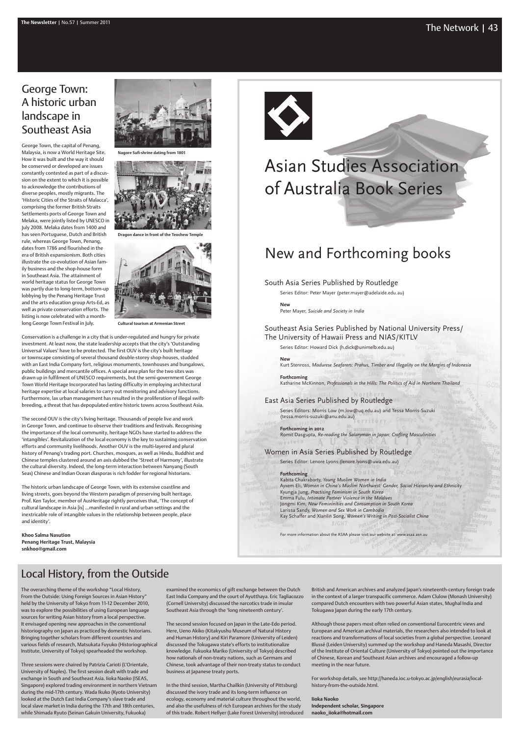## George Town: A historic urban landscape in Southeast Asia

George Town, the capital of Penang, Malaysia, is now a World Heritage Site. How it was built and the way it should be conserved or developed are issues constantly contested as part of a discussion on the extent to which it is possible to acknowledge the contributions of diverse peoples, mostly migrants. The 'Historic Cities of the Straits of Malacca', comprising the former British Straits Settlements ports of George Town and Melaka, were jointly listed by UNESCO in July 2008. Melaka dates from 1400 and has seen Portuguese, Dutch and British rule, whereas George Town, Penang, dates from 1786 and flourished in the era of British expansionism. Both cities illustrate the co-evolution of Asian family business and the shop-house form in Southeast Asia. The attainment of world heritage status for George Town was partly due to long-term, bottom-up lobbying by the Penang Heritage Trust and the arts education group Arts-Ed, as well as private conservation efforts. The listing is now celebrated with a month-long George Town Festival in July.

Nagore Sufi-shrine dating from 1801

Dragon dance in front of the Teochew Temple

Cultural tourism at Armenian Street

Conservation is a challenge in a city that is under-regulated and hungry for private investment. At least now, the state leadership accepts that the city's 'Outstanding Universal Values' have to be protected. The first OUV is the city's built heritage or townscape consisting of several thousand double-storey shop-houses, studded with an East India Company fort, religious monuments, townhouses and bungalows, public buildings and mercantile offices. A special area plan for the two sites was drawn up in fulfilment of UNESCO requirements, but the semi-government George Town World Heritage Incorporated has lasting difficulty in employing architectural heritage expertise at local salaries to carry out monitoring and advisory functions. Furthermore, lax urban management has resulted in the proliferation of illegal swift-breeding, a threat that has depopulated entire historic towns across Southeast Asia.

The second OUV is the city's living heritage. Thousands of people live and work in George Town, and continue to observe their traditions and festivals. Recognising the importance of the local community, heritage NGOs have started to address the 'intangibles'. Revitalization of the local economy is the key to sustaining conservation efforts and community livelihoods. Another OUV is the multi-layered and plural history of Penang's trading port. Churches, mosques, as well as Hindu, Buddhist and Chinese temples clustered around an axis dubbed the 'Street of Harmony', illustrate the cultural diversity. Indeed, the long-term interaction between Nanyang (South Seas) Chinese and Indian Ocean diasporas is rich fodder for regional historians.

The historic urban landscape of George Town, with its extensive coastline and living streets, goes beyond the Western paradigm of preserving built heritage. Prof. Ken Taylor, member of AusHeritage rightly perceives that, 'The concept of cultural landscape in Asia [is] …manifested in rural and urban settings and the inextricable role of intangible values in the relationship between people, place and identity'.

**Khoo Salma Nasution**
**Penang Heritage Trust, Malaysia**
**snkhoo@gmail.com**

# Asian Studies Association of Australia Book Series

## New and Forthcoming books

### South Asia Series Published by Routledge

Series Editor: Peter Mayer (peter.mayer@adelaide.edu.au)

**New**
Peter Mayer, *Suicide and Society in India*

### Southeast Asia Series Published by National University Press/ The University of Hawaii Press and NIAS/KITLV

Series Editor: Howard Dick (h.dick@unimelb.edu.au)

**New**
Kurt Stenross, *Madurese Seafarers: Prahus, Timber and Illegality on the Margins of Indonesia*

**Forthcoming**
Katharine McKinnon, *Professionals in the Hills: The Politics of Aid in Northern Thailand*

### East Asia Series Published by Routledge

Series Editors: Morris Low (m.low@uq.edu.au) and Tessa Morris-Suzuki (tessa.morris-suzuki@anu.edu.au)

**Forthcoming in 2012**
Romit Dasgupta, *Re-reading the Salaryman in Japan: Crafting Masculinities*

### Women in Asia Series Published by Routledge

Series Editor: Lenore Lyons (lenore.lyons@uwa.edu.au)

**Forthcoming**
Kabita Chakraborty, *Young Muslim Women in India*
Ayxem Eli, *Women in China's Muslim Northwest: Gender, Social Hierarchy and Ethnicity*
Kyungja Jung, *Practising Feminism in South Korea*
Emma Fulu, *Intimate Partner Violence in the Maldives*
Jongmi Kim, *New Femininities and Consumption in South Korea*
Larissa Sandy, *Women and Sex Work in Cambodia*
Kay Schaffer and Xianlin Song, *Women's Writing in Post-Socialist China*

For more information about the ASAA please visit our website at: www.asaa.asn.au

## Local History, from the Outside

The overarching theme of the workshop "Local History, From the Outside: Using Foreign Sources in Asian History" held by the University of Tokyo from 11-12 December 2010, was to explore the possibilities of using European language sources for writing Asian history from a local perspective. It envisaged opening new approaches in the conventional historiography on Japan as practiced by domestic historians. Bringing together scholars from different countries and various fields of research, Matsukata Fuyuko (Historiographical Institute, University of Tokyo) spearheaded the workshop.

Three sessions were chaired by Patrizia Carioti (L'Orientale, University of Naples). The first session dealt with trade and exchange in South and Southeast Asia. Iioka Naoko (ISEAS, Singapore) explored trading environment in northern Vietnam during the mid-17th century. Wada Ikuko (Kyoto University) looked at the Dutch East India Company's slave trade and local slave market in India during the 17th and 18th centuries, while Shimada Ryuto (Seinan Gakuin University, Fukuoka) examined the economics of gift exchange between the Dutch East India Company and the court of Ayutthaya. Eric Tagliacozzo (Cornell University) discussed the narcotics trade in insular Southeast Asia through the 'long nineteenth century'.

The second session focused on Japan in the Late-Edo period. Here, Ueno Akiko (Kitakyushu Museum of Natural History and Human History) and Kiri Paramore (University of Leiden) discussed the Tokugawa state's efforts to institutionalize knowledge. Fukuoka Mariko (University of Tokyo) described how nationals of non-treaty nations, such as Germans and Chinese, took advantage of their non-treaty status to conduct business at Japanese treaty ports.

In the third session, Martha Chailkin (University of Pittsburg) discussed the ivory trade and its long-term influence on ecology, economy and material culture throughout the world, and also the usefulness of rich European archives for the study of this trade. Robert Hellyer (Lake Forest University) introduced British and American archives and analyzed Japan's nineteenth-century foreign trade in the context of a larger transpacific commerce. Adam Clulow (Monash University) compared Dutch encounters with two powerful Asian states, Mughal India and Tokugawa Japan during the early 17th century.

Although those papers most often relied on conventional Eurocentric views and European and American archival materials, the researchers also intended to look at reactions and transformations of local societies from a global perspective. Leonard Blussé (Leiden University) summed up the workshop and Haneda Masashi, Director of the Institute of Oriental Culture (University of Tokyo) pointed out the importance of Chinese, Korean and Southeast Asian archives and encouraged a follow-up meeting in the near future.

For workshop details, see http://haneda.ioc.u-tokyo.ac.jp/english/eurasia/local-history-from-the-outside.html.

**Iioka Naoko**
**Independent scholar, Singapore**
**naoko_iioka@hotmail.com**